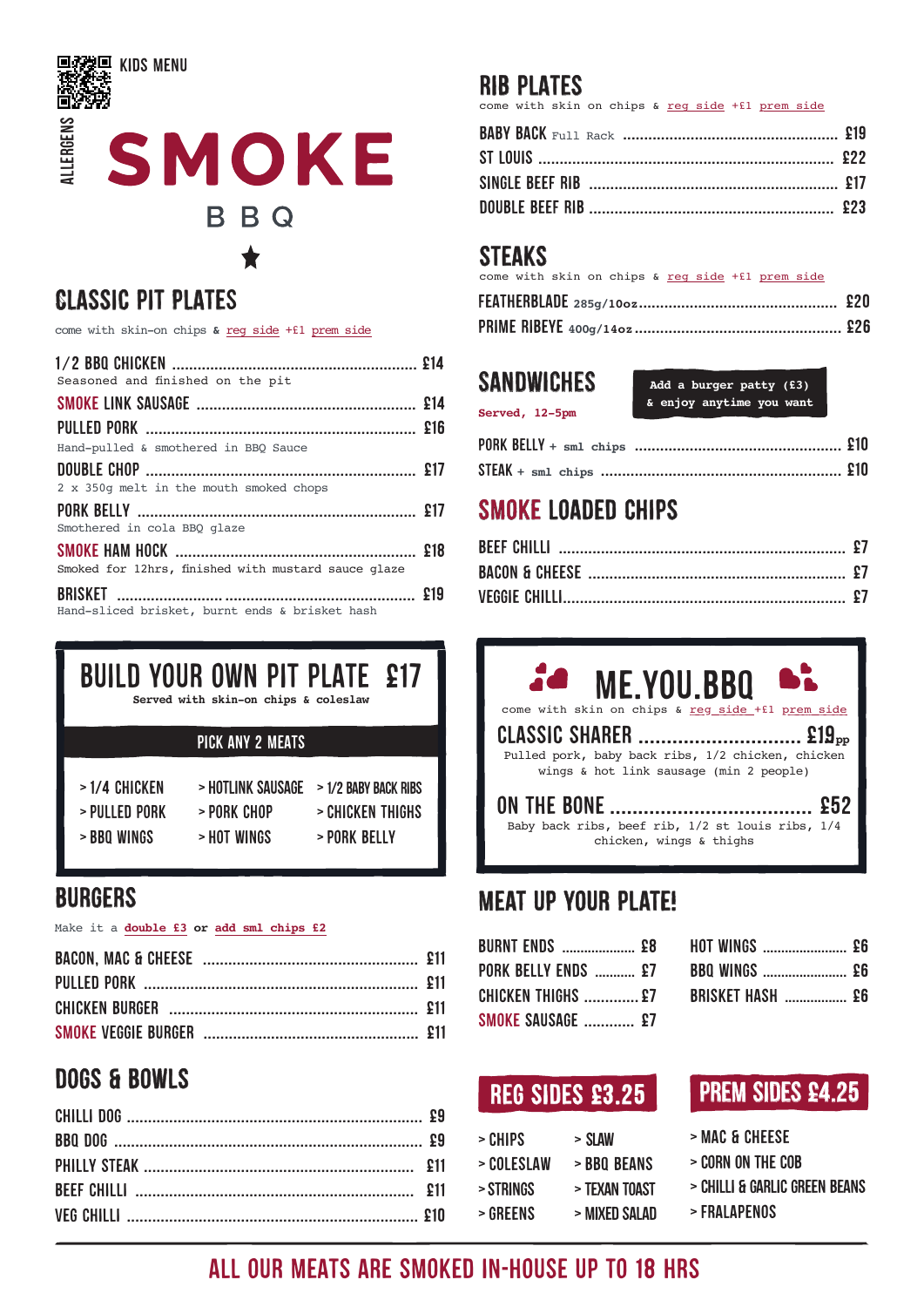KIDS MENU

ALLERGENS

# SMOKE

BBQ

★

## CLASSIC PIT PLATES

come with skin-on chips & reg side +£1 prem side

- 1/2 BBQ CHICKEN ........ £14
  Seasoned and finished on the pit
- SMOKE LINK SAUSAGE ........ £14
- PULLED PORK ........ £16
  Hand-pulled & smothered in BBQ Sauce
- DOUBLE CHOP ........ £17
  2 x 350g melt in the mouth smoked chops
- PORK BELLY ........ £17
  Smothered in cola BBQ glaze
- SMOKE HAM HOCK ........ £18
  Smoked for 12hrs, finished with mustard sauce glaze
- BRISKET ........ £19
  Hand-sliced brisket, burnt ends & brisket hash

## BUILD YOUR OWN PIT PLATE £17

**Served with skin-on chips & coleslaw**

PICK ANY 2 MEATS

- > 1/4 CHICKEN
- > PULLED PORK
- > BBQ WINGS
- > HOTLINK SAUSAGE
- > PORK CHOP
- > HOT WINGS
- > 1/2 BABY BACK RIBS
- > CHICKEN THIGHS
- > PORK BELLY

## BURGERS

Make it a **double £3** or **add sml chips £2**

- BACON, MAC & CHEESE ........ £11
- PULLED PORK ........ £11
- CHICKEN BURGER ........ £11
- SMOKE VEGGIE BURGER ........ £11

## DOGS & BOWLS

- CHILLI DOG ........ £9
- BBQ DOG ........ £9
- PHILLY STEAK ........ £11
- BEEF CHILLI ........ £11
- VEG CHILLI ........ £10

## RIB PLATES

come with skin on chips & reg side +£1 prem side

- BABY BACK Full Rack ........ £19
- ST LOUIS ........ £22
- SINGLE BEEF RIB ........ £17
- DOUBLE BEEF RIB ........ £23

## STEAKS

come with skin on chips & reg side +£1 prem side

- FEATHERBLADE 285g/10oz ........ £20
- PRIME RIBEYE 400g/14oz ........ £26

## SANDWICHES

**Served, 12-5pm**

**Add a burger patty (£3) & enjoy anytime you want**

- PORK BELLY + sml chips ........ £10
- STEAK + sml chips ........ £10

## SMOKE LOADED CHIPS

- BEEF CHILLI ........ £7
- BACON & CHEESE ........ £7
- VEGGIE CHILLI ........ £7

## ME.YOU.BBQ

come with skin on chips & reg side +£1 prem side

- CLASSIC SHARER ........ £19pp
  Pulled pork, baby back ribs, 1/2 chicken, chicken wings & hot link sausage (min 2 people)
- ON THE BONE ........ £52
  Baby back ribs, beef rib, 1/2 st louis ribs, 1/4 chicken, wings & thighs

## MEAT UP YOUR PLATE!

- BURNT ENDS ........ £8
- PORK BELLY ENDS ........ £7
- CHICKEN THIGHS ........ £7
- SMOKE SAUSAGE ........ £7
- HOT WINGS ........ £6
- BBQ WINGS ........ £6
- BRISKET HASH ........ £6

## REG SIDES £3.25

- > CHIPS
- > COLESLAW
- > STRINGS
- > GREENS
- > SLAW
- > BBQ BEANS
- > TEXAN TOAST
- > MIXED SALAD

## PREM SIDES £4.25

- > MAC & CHEESE
- > CORN ON THE COB
- > CHILLI & GARLIC GREEN BEANS
- > FRALAPENOS

**ALL OUR MEATS ARE SMOKED IN-HOUSE UP TO 18 HRS**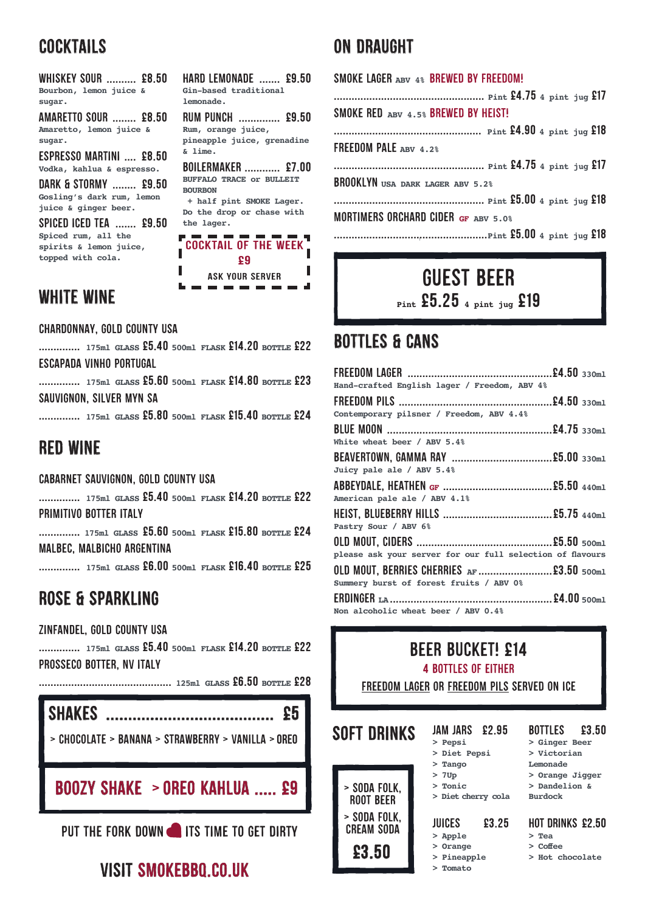## COCKTAILS

**WHISKEY SOUR .......... £8.50**
Bourbon, lemon juice & sugar.

**AMARETTO SOUR ........ £8.50**
Amaretto, lemon juice & sugar.

**ESPRESSO MARTINI .... £8.50**
Vodka, kahlua & espresso.

**DARK & STORMY ........ £9.50**
Gosling's dark rum, lemon juice & ginger beer.

**SPICED ICED TEA ....... £9.50**
Spiced rum, all the spirits & lemon juice, topped with cola.

**HARD LEMONADE ....... £9.50**
Gin-based traditional lemonade.

**RUM PUNCH ............. £9.50**
Rum, orange juice, pineapple juice, grenadine & lime.

**BOILERMAKER ............ £7.00**
BUFFALO TRACE or BULLEIT BOURBON
+ half pint SMOKE Lager. Do the drop or chase with the lager.

**COCKTAIL OF THE WEEK**
**£9**
ASK YOUR SERVER

## WHITE WINE

**CHARDONNAY, GOLD COUNTY USA**
.............. 175ml GLASS £5.40 500ml FLASK £14.20 BOTTLE £22

**ESCAPADA VINHO PORTUGAL**
.............. 175ml GLASS £5.60 500ml FLASK £14.80 BOTTLE £23

**SAUVIGNON, SILVER MYN SA**
.............. 175ml GLASS £5.80 500ml FLASK £15.40 BOTTLE £24

## RED WINE

**CABARNET SAUVIGNON, GOLD COUNTY USA**
.............. 175ml GLASS £5.40 500ml FLASK £14.20 BOTTLE £22

**PRIMITIVO BOTTER ITALY**
.............. 175ml GLASS £5.60 500ml FLASK £15.80 BOTTLE £24

**MALBEC, MALBICHO ARGENTINA**
.............. 175ml GLASS £6.00 500ml FLASK £16.40 BOTTLE £25

## ROSE & SPARKLING

**ZINFANDEL, GOLD COUNTY USA**
.............. 175ml GLASS £5.40 500ml FLASK £14.20 BOTTLE £22

**PROSSECO BOTTER, NV ITALY**
.............................................. 125ml GLASS £6.50 BOTTLE £28

## SHAKES ....................................... £5

> CHOCOLATE > BANANA > STRAWBERRY > VANILLA > OREO

**BOOZY SHAKE > OREO KAHLUA ..... £9**

PUT THE FORK DOWN ❤ ITS TIME TO GET DIRTY

VISIT SMOKEBBQ.CO.UK

## ON DRAUGHT

**SMOKE LAGER** ABV 4% **BREWED BY FREEDOM!**
.................................................... Pint £4.75 4 pint jug £17

**SMOKE RED** ABV 4.5% **BREWED BY HEIST!**
.................................................... Pint £4.90 4 pint jug £18

**FREEDOM PALE** ABV 4.2%
.................................................... Pint £4.75 4 pint jug £17

**BROOKLYN** USA DARK LAGER ABV 5.2%
.................................................... Pint £5.00 4 pint jug £18

**MORTIMERS ORCHARD CIDER** GF ABV 5.0%
.................................................... Pint £5.00 4 pint jug £18

## GUEST BEER

Pint £5.25 4 pint jug £19

## BOTTLES & CANS

**FREEDOM LAGER** .................................... £4.50 330ml
Hand-crafted English lager / Freedom, ABV 4%

**FREEDOM PILS** ...................................... £4.50 330ml
Contemporary pilsner / Freedom, ABV 4.4%

**BLUE MOON** .......................................... £4.75 330ml
White wheat beer / ABV 5.4%

**BEAVERTOWN, GAMMA RAY** ........................ £5.00 330ml
Juicy pale ale / ABV 5.4%

**ABBEYDALE, HEATHEN** GF .......................... £5.50 440ml
American pale ale / ABV 4.1%

**HEIST, BLUEBERRY HILLS** ........................ £5.75 440ml
Pastry Sour / ABV 6%

**OLD MOUT, CIDERS** ................................ £5.50 500ml
please ask your server for our full selection of flavours

**OLD MOUT, BERRIES CHERRIES** AF ................ £3.50 500ml
Summery burst of forest fruits / ABV 0%

**ERDINGER** LA ......................................... £4.00 500ml
Non alcoholic wheat beer / ABV 0.4%

## BEER BUCKET! £14

4 BOTTLES OF EITHER
FREEDOM LAGER OR FREEDOM PILS SERVED ON ICE

## SOFT DRINKS

> SODA FOLK, ROOT BEER
> SODA FOLK, CREAM SODA
**£3.50**

**JAM JARS £2.95**
- > Pepsi
- > Diet Pepsi
- > Tango
- > 7Up
- > Tonic
- > Diet cherry cola

**BOTTLES £3.50**
- > Ginger Beer
- > Victorian Lemonade
- > Orange Jigger
- > Dandelion & Burdock

**JUICES £3.25**
- > Apple
- > Orange
- > Pineapple
- > Tomato

**HOT DRINKS £2.50**
- > Tea
- > Coffee
- > Hot chocolate